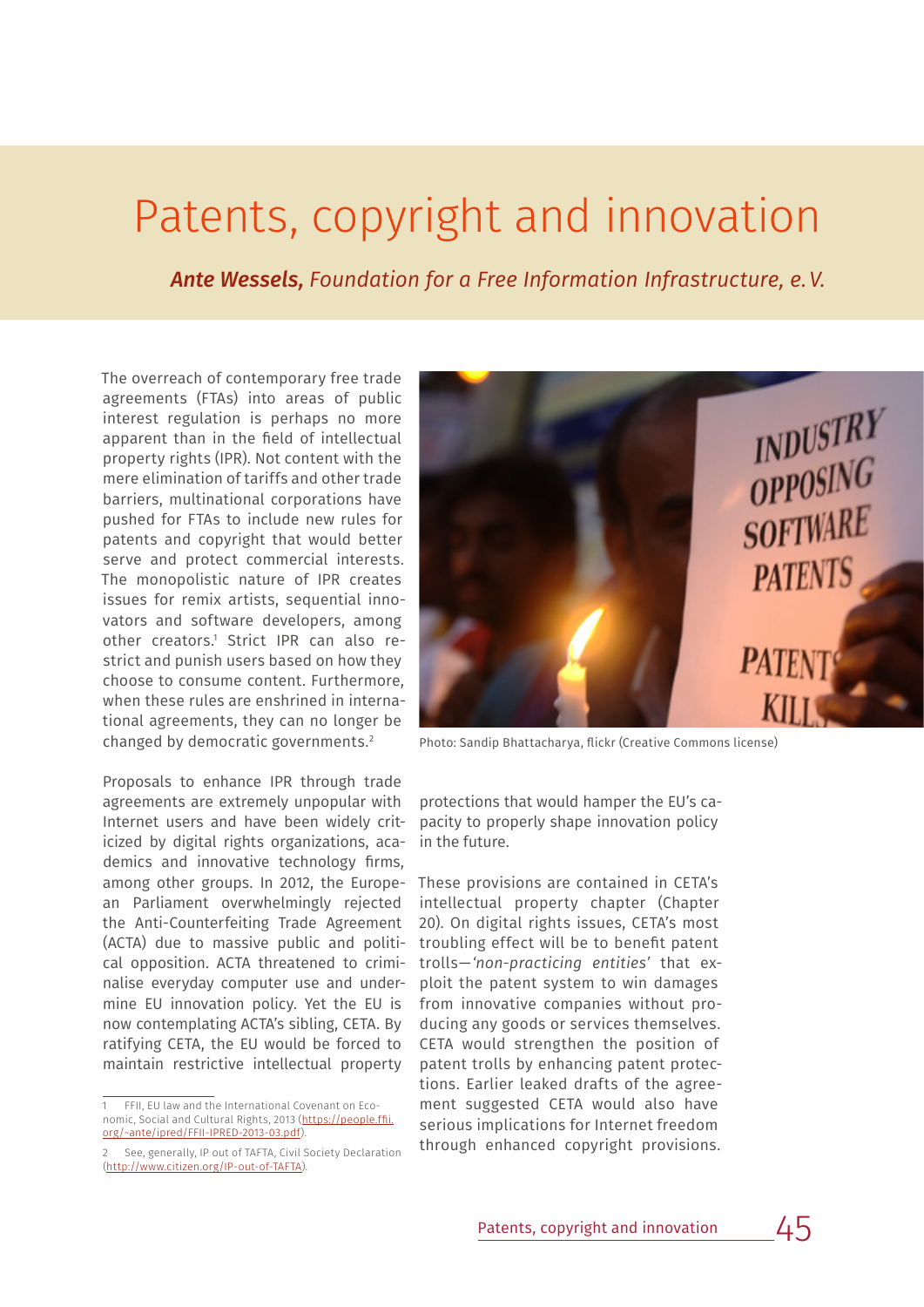# Patents, copyright and innovation

***Ante Wessels,*** *Foundation for a Free Information Infrastructure, e.V.*

The overreach of contemporary free trade agreements (FTAs) into areas of public interest regulation is perhaps no more apparent than in the field of intellectual property rights (IPR). Not content with the mere elimination of tariffs and other trade barriers, multinational corporations have pushed for FTAs to include new rules for patents and copyright that would better serve and protect commercial interests. The monopolistic nature of IPR creates issues for remix artists, sequential innovators and software developers, among other creators.[1] Strict IPR can also restrict and punish users based on how they choose to consume content. Furthermore, when these rules are enshrined in international agreements, they can no longer be changed by democratic governments.[2]

Photo: Sandip Bhattacharya, flickr (Creative Commons license)

Proposals to enhance IPR through trade agreements are extremely unpopular with Internet users and have been widely criticized by digital rights organizations, academics and innovative technology firms, among other groups. In 2012, the European Parliament overwhelmingly rejected the Anti-Counterfeiting Trade Agreement (ACTA) due to massive public and political opposition. ACTA threatened to criminalise everyday computer use and undermine EU innovation policy. Yet the EU is now contemplating ACTA's sibling, CETA. By ratifying CETA, the EU would be forced to maintain restrictive intellectual property protections that would hamper the EU's capacity to properly shape innovation policy in the future.

These provisions are contained in CETA's intellectual property chapter (Chapter 20). On digital rights issues, CETA's most troubling effect will be to benefit patent trolls—*'non-practicing entities'* that exploit the patent system to win damages from innovative companies without producing any goods or services themselves. CETA would strengthen the position of patent trolls by enhancing patent protections. Earlier leaked drafts of the agreement suggested CETA would also have serious implications for Internet freedom through enhanced copyright provisions.

---

1 FFII, EU law and the International Covenant on Economic, Social and Cultural Rights, 2013 (https://people.ffii.org/~ante/ipred/FFII-IPRED-2013-03.pdf).

2 See, generally, IP out of TAFTA, Civil Society Declaration (http://www.citizen.org/IP-out-of-TAFTA).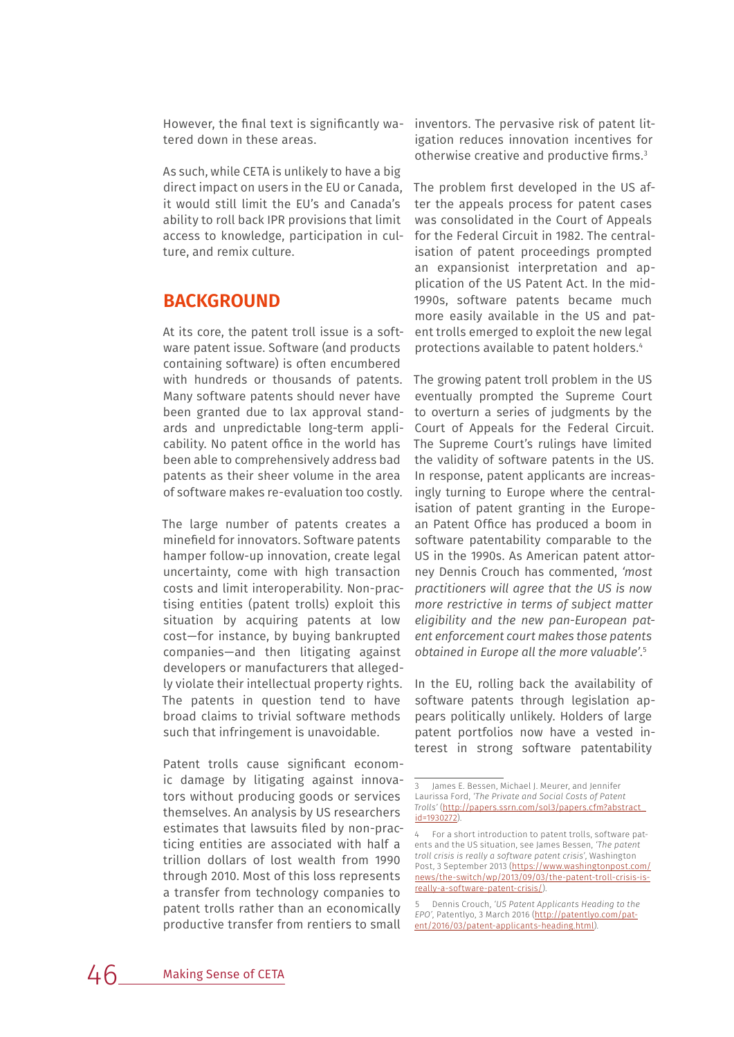However, the final text is significantly watered down in these areas.

As such, while CETA is unlikely to have a big direct impact on users in the EU or Canada, it would still limit the EU's and Canada's ability to roll back IPR provisions that limit access to knowledge, participation in culture, and remix culture.

## BACKGROUND

At its core, the patent troll issue is a software patent issue. Software (and products containing software) is often encumbered with hundreds or thousands of patents. Many software patents should never have been granted due to lax approval standards and unpredictable long-term applicability. No patent office in the world has been able to comprehensively address bad patents as their sheer volume in the area of software makes re-evaluation too costly.

The large number of patents creates a minefield for innovators. Software patents hamper follow-up innovation, create legal uncertainty, come with high transaction costs and limit interoperability. Non-practising entities (patent trolls) exploit this situation by acquiring patents at low cost—for instance, by buying bankrupted companies—and then litigating against developers or manufacturers that allegedly violate their intellectual property rights. The patents in question tend to have broad claims to trivial software methods such that infringement is unavoidable.

Patent trolls cause significant economic damage by litigating against innovators without producing goods or services themselves. An analysis by US researchers estimates that lawsuits filed by non-practicing entities are associated with half a trillion dollars of lost wealth from 1990 through 2010. Most of this loss represents a transfer from technology companies to patent trolls rather than an economically productive transfer from rentiers to small inventors. The pervasive risk of patent litigation reduces innovation incentives for otherwise creative and productive firms.[3]

The problem first developed in the US after the appeals process for patent cases was consolidated in the Court of Appeals for the Federal Circuit in 1982. The centralisation of patent proceedings prompted an expansionist interpretation and application of the US Patent Act. In the mid-1990s, software patents became much more easily available in the US and patent trolls emerged to exploit the new legal protections available to patent holders.[4]

The growing patent troll problem in the US eventually prompted the Supreme Court to overturn a series of judgments by the Court of Appeals for the Federal Circuit. The Supreme Court's rulings have limited the validity of software patents in the US. In response, patent applicants are increasingly turning to Europe where the centralisation of patent granting in the European Patent Office has produced a boom in software patentability comparable to the US in the 1990s. As American patent attorney Dennis Crouch has commented, *'most practitioners will agree that the US is now more restrictive in terms of subject matter eligibility and the new pan-European patent enforcement court makes those patents obtained in Europe all the more valuable'*.[5]

In the EU, rolling back the availability of software patents through legislation appears politically unlikely. Holders of large patent portfolios now have a vested interest in strong software patentability

---

3 James E. Bessen, Michael J. Meurer, and Jennifer Laurissa Ford, *'The Private and Social Costs of Patent Trolls'* (http://papers.ssrn.com/sol3/papers.cfm?abstract_id=1930272).

4 For a short introduction to patent trolls, software patents and the US situation, see James Bessen, *'The patent troll crisis is really a software patent crisis'*, Washington Post, 3 September 2013 (https://www.washingtonpost.com/news/the-switch/wp/2013/09/03/the-patent-troll-crisis-is-really-a-software-patent-crisis/).

5 Dennis Crouch, *'US Patent Applicants Heading to the EPO'*, Patentlyo, 3 March 2016 (http://patentlyo.com/patent/2016/03/patent-applicants-heading.html).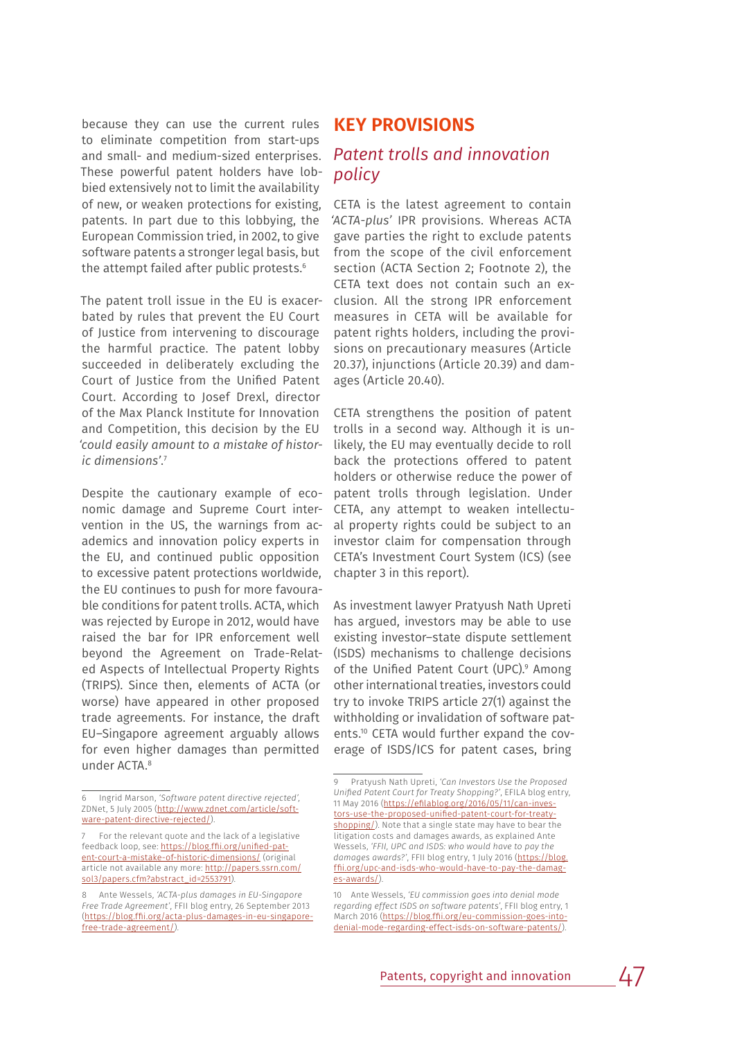because they can use the current rules to eliminate competition from start-ups and small- and medium-sized enterprises. These powerful patent holders have lobbied extensively not to limit the availability of new, or weaken protections for existing, patents. In part due to this lobbying, the European Commission tried, in 2002, to give software patents a stronger legal basis, but the attempt failed after public protests.[6]

The patent troll issue in the EU is exacerbated by rules that prevent the EU Court of Justice from intervening to discourage the harmful practice. The patent lobby succeeded in deliberately excluding the Court of Justice from the Unified Patent Court. According to Josef Drexl, director of the Max Planck Institute for Innovation and Competition, this decision by the EU *'could easily amount to a mistake of historic dimensions'*.[7]

Despite the cautionary example of economic damage and Supreme Court intervention in the US, the warnings from academics and innovation policy experts in the EU, and continued public opposition to excessive patent protections worldwide, the EU continues to push for more favourable conditions for patent trolls. ACTA, which was rejected by Europe in 2012, would have raised the bar for IPR enforcement well beyond the Agreement on Trade-Related Aspects of Intellectual Property Rights (TRIPS). Since then, elements of ACTA (or worse) have appeared in other proposed trade agreements. For instance, the draft EU–Singapore agreement arguably allows for even higher damages than permitted under ACTA.[8]

## KEY PROVISIONS

### *Patent trolls and innovation policy*

CETA is the latest agreement to contain *'ACTA-plus'* IPR provisions. Whereas ACTA gave parties the right to exclude patents from the scope of the civil enforcement section (ACTA Section 2; Footnote 2), the CETA text does not contain such an exclusion. All the strong IPR enforcement measures in CETA will be available for patent rights holders, including the provisions on precautionary measures (Article 20.37), injunctions (Article 20.39) and damages (Article 20.40).

CETA strengthens the position of patent trolls in a second way. Although it is unlikely, the EU may eventually decide to roll back the protections offered to patent holders or otherwise reduce the power of patent trolls through legislation. Under CETA, any attempt to weaken intellectual property rights could be subject to an investor claim for compensation through CETA's Investment Court System (ICS) (see chapter 3 in this report).

As investment lawyer Pratyush Nath Upreti has argued, investors may be able to use existing investor–state dispute settlement (ISDS) mechanisms to challenge decisions of the Unified Patent Court (UPC).[9] Among other international treaties, investors could try to invoke TRIPS article 27(1) against the withholding or invalidation of software patents.[10] CETA would further expand the coverage of ISDS/ICS for patent cases, bring

---

6 Ingrid Marson, *'Software patent directive rejected'*, ZDNet, 5 July 2005 (http://www.zdnet.com/article/software-patent-directive-rejected/).

7 For the relevant quote and the lack of a legislative feedback loop, see: https://blog.ffii.org/unified-patent-court-a-mistake-of-historic-dimensions/ (original article not available any more: http://papers.ssrn.com/sol3/papers.cfm?abstract_id=2553791).

8 Ante Wessels, *'ACTA-plus damages in EU-Singapore Free Trade Agreement'*, FFII blog entry, 26 September 2013 (https://blog.ffii.org/acta-plus-damages-in-eu-singapore-free-trade-agreement/).

9 Pratyush Nath Upreti, *'Can Investors Use the Proposed Unified Patent Court for Treaty Shopping?'*, EFILA blog entry, 11 May 2016 (https://efilablog.org/2016/05/11/can-investors-use-the-proposed-unified-patent-court-for-treaty-shopping/). Note that a single state may have to bear the litigation costs and damages awards, as explained Ante Wessels, *'FFII, UPC and ISDS: who would have to pay the damages awards?'*, FFII blog entry, 1 July 2016 (https://blog.ffii.org/upc-and-isds-who-would-have-to-pay-the-damages-awards/).

10 Ante Wessels, *'EU commission goes into denial mode regarding effect ISDS on software patents'*, FFII blog entry, 1 March 2016 (https://blog.ffii.org/eu-commission-goes-into-denial-mode-regarding-effect-isds-on-software-patents/).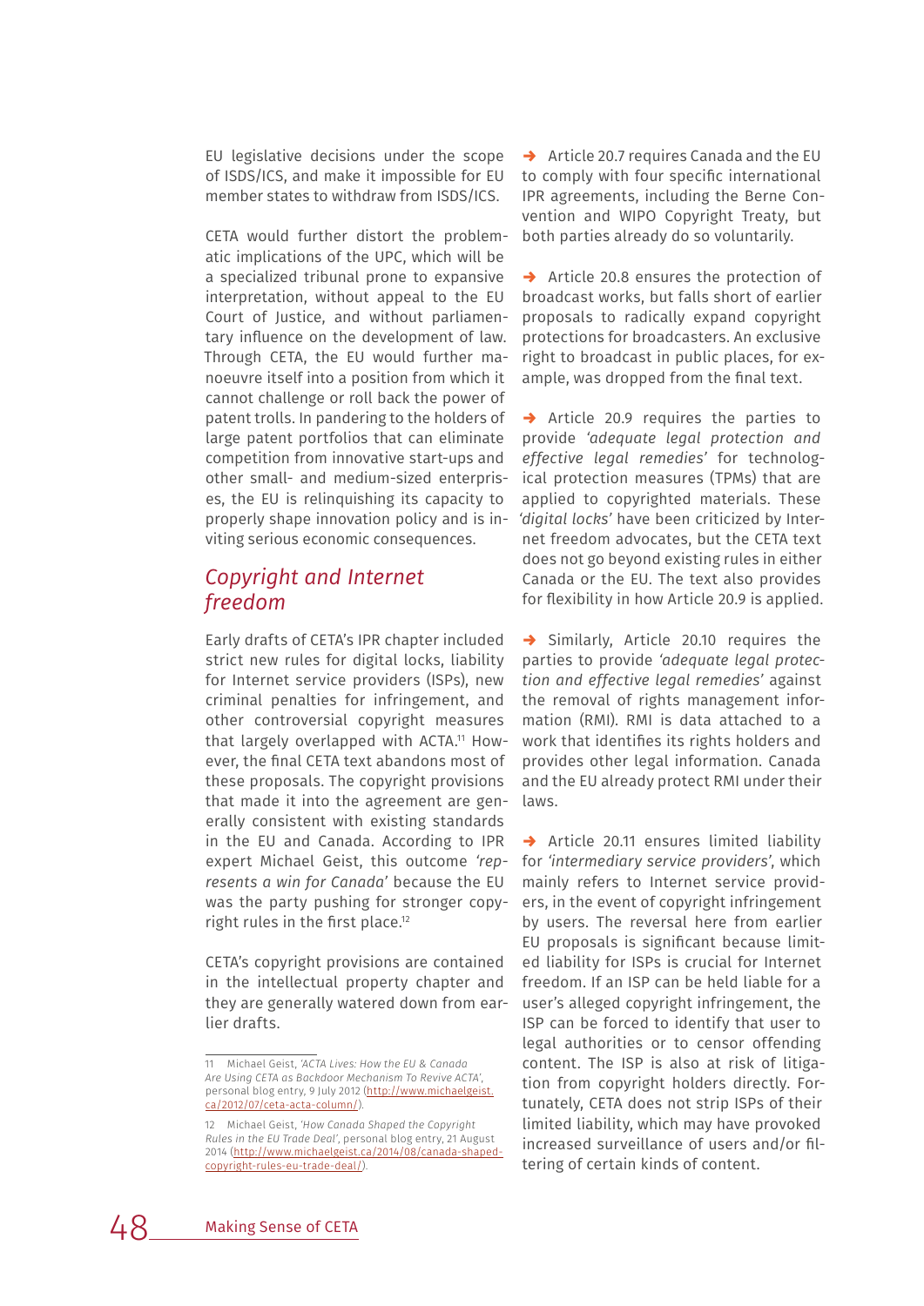EU legislative decisions under the scope of ISDS/ICS, and make it impossible for EU member states to withdraw from ISDS/ICS.

CETA would further distort the problematic implications of the UPC, which will be a specialized tribunal prone to expansive interpretation, without appeal to the EU Court of Justice, and without parliamentary influence on the development of law. Through CETA, the EU would further manoeuvre itself into a position from which it cannot challenge or roll back the power of patent trolls. In pandering to the holders of large patent portfolios that can eliminate competition from innovative start-ups and other small- and medium-sized enterprises, the EU is relinquishing its capacity to properly shape innovation policy and is inviting serious economic consequences.

## Copyright and Internet freedom

Early drafts of CETA's IPR chapter included strict new rules for digital locks, liability for Internet service providers (ISPs), new criminal penalties for infringement, and other controversial copyright measures that largely overlapped with ACTA.[11] However, the final CETA text abandons most of these proposals. The copyright provisions that made it into the agreement are generally consistent with existing standards in the EU and Canada. According to IPR expert Michael Geist, this outcome *'represents a win for Canada'* because the EU was the party pushing for stronger copyright rules in the first place.[12]

CETA's copyright provisions are contained in the intellectual property chapter and they are generally watered down from earlier drafts.

➜ Article 20.7 requires Canada and the EU to comply with four specific international IPR agreements, including the Berne Convention and WIPO Copyright Treaty, but both parties already do so voluntarily.

➜ Article 20.8 ensures the protection of broadcast works, but falls short of earlier proposals to radically expand copyright protections for broadcasters. An exclusive right to broadcast in public places, for example, was dropped from the final text.

➜ Article 20.9 requires the parties to provide *'adequate legal protection and effective legal remedies'* for technological protection measures (TPMs) that are applied to copyrighted materials. These *'digital locks'* have been criticized by Internet freedom advocates, but the CETA text does not go beyond existing rules in either Canada or the EU. The text also provides for flexibility in how Article 20.9 is applied.

➜ Similarly, Article 20.10 requires the parties to provide *'adequate legal protection and effective legal remedies'* against the removal of rights management information (RMI). RMI is data attached to a work that identifies its rights holders and provides other legal information. Canada and the EU already protect RMI under their laws.

➜ Article 20.11 ensures limited liability for *'intermediary service providers'*, which mainly refers to Internet service providers, in the event of copyright infringement by users. The reversal here from earlier EU proposals is significant because limited liability for ISPs is crucial for Internet freedom. If an ISP can be held liable for a user's alleged copyright infringement, the ISP can be forced to identify that user to legal authorities or to censor offending content. The ISP is also at risk of litigation from copyright holders directly. Fortunately, CETA does not strip ISPs of their limited liability, which may have provoked increased surveillance of users and/or filtering of certain kinds of content.

---

11 Michael Geist, *'ACTA Lives: How the EU & Canada Are Using CETA as Backdoor Mechanism To Revive ACTA'*, personal blog entry, 9 July 2012 (http://www.michaelgeist.ca/2012/07/ceta-acta-column/).

12 Michael Geist, *'How Canada Shaped the Copyright Rules in the EU Trade Deal'*, personal blog entry, 21 August 2014 (http://www.michaelgeist.ca/2014/08/canada-shaped-copyright-rules-eu-trade-deal/).